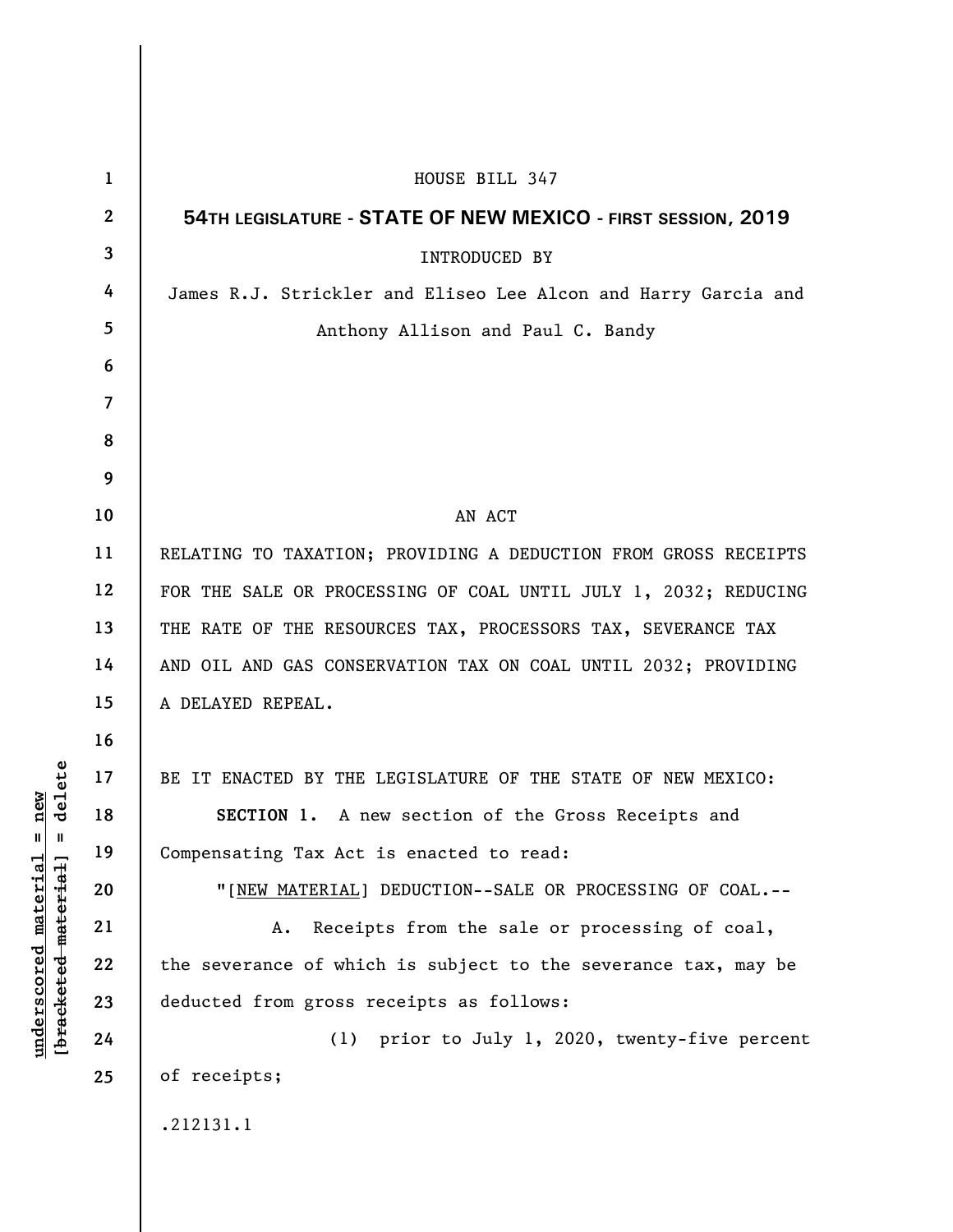HOUSE BILL 347

**54TH LEGISLATURE - STATE OF NEW MEXICO - FIRST SESSION, 2019**

INTRODUCED BY

James R.J. Strickler and Eliseo Lee Alcon and Harry Garcia and Anthony Allison and Paul C. Bandy

AN ACT

RELATING TO TAXATION; PROVIDING A DEDUCTION FROM GROSS RECEIPTS FOR THE SALE OR PROCESSING OF COAL UNTIL JULY 1, 2032; REDUCING THE RATE OF THE RESOURCES TAX, PROCESSORS TAX, SEVERANCE TAX AND OIL AND GAS CONSERVATION TAX ON COAL UNTIL 2032; PROVIDING A DELAYED REPEAL.

BE IT ENACTED BY THE LEGISLATURE OF THE STATE OF NEW MEXICO:

**SECTION 1.** A new section of the Gross Receipts and Compensating Tax Act is enacted to read:

"[NEW MATERIAL] DEDUCTION--SALE OR PROCESSING OF COAL.--

A. Receipts from the sale or processing of coal, the severance of which is subject to the severance tax, may be deducted from gross receipts as follows:

(1) prior to July 1, 2020, twenty-five percent of receipts;

.212131.1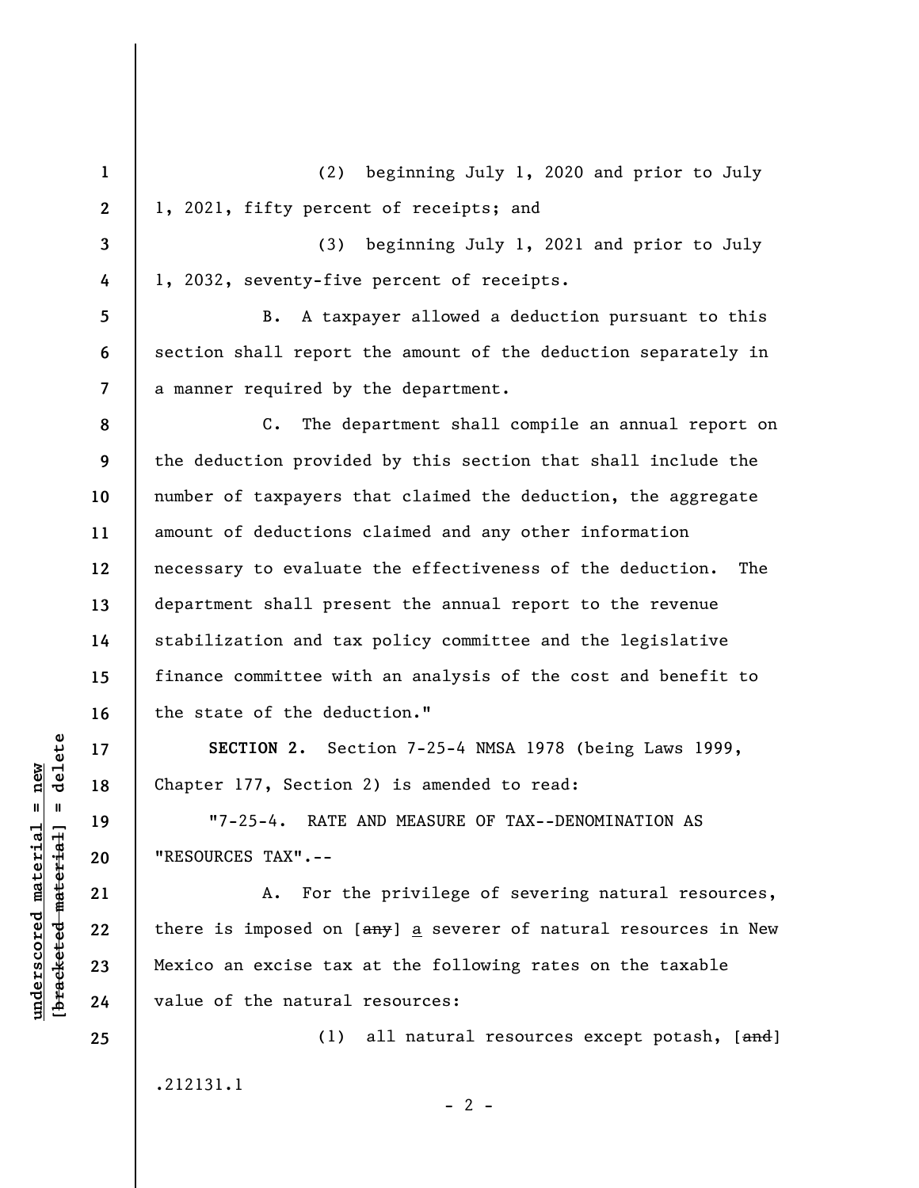(2) beginning July 1, 2020 and prior to July 1, 2021, fifty percent of receipts; and

(3) beginning July 1, 2021 and prior to July 1, 2032, seventy-five percent of receipts.

B. A taxpayer allowed a deduction pursuant to this section shall report the amount of the deduction separately in a manner required by the department.

C. The department shall compile an annual report on the deduction provided by this section that shall include the number of taxpayers that claimed the deduction, the aggregate amount of deductions claimed and any other information necessary to evaluate the effectiveness of the deduction. The department shall present the annual report to the revenue stabilization and tax policy committee and the legislative finance committee with an analysis of the cost and benefit to the state of the deduction."

**SECTION 2.** Section 7-25-4 NMSA 1978 (being Laws 1999, Chapter 177, Section 2) is amended to read:

"7-25-4. RATE AND MEASURE OF TAX--DENOMINATION AS "RESOURCES TAX".--

A. For the privilege of severing natural resources, there is imposed on [~~any~~] a severer of natural resources in New Mexico an excise tax at the following rates on the taxable value of the natural resources:

(1) all natural resources except potash, [~~and~~]

.212131.1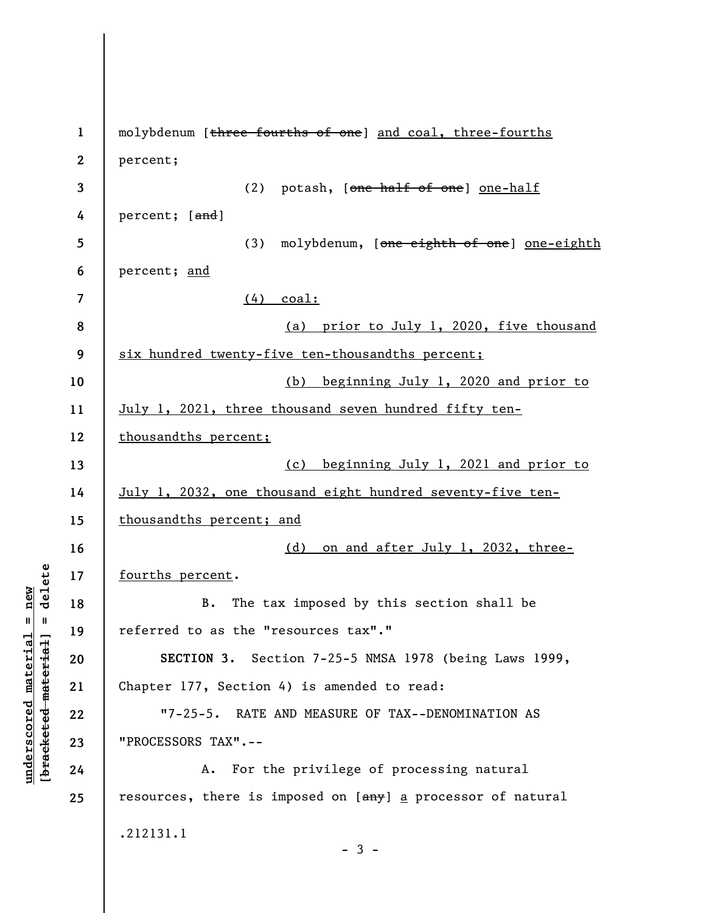molybdenum [~~three fourths of one~~] <u>and coal, three-fourths</u> percent;

(2) potash, [~~one half of one~~] <u>one-half</u> percent; [~~and~~]

(3) molybdenum, [~~one eighth of one~~] <u>one-eighth</u> percent; <u>and</u>

<u>(4) coal:</u>

<u>(a) prior to July 1, 2020, five thousand six hundred twenty-five ten-thousandths percent;</u>

<u>(b) beginning July 1, 2020 and prior to July 1, 2021, three thousand seven hundred fifty ten-thousandths percent;</u>

<u>(c) beginning July 1, 2021 and prior to July 1, 2032, one thousand eight hundred seventy-five ten-thousandths percent; and</u>

<u>(d) on and after July 1, 2032, three-fourths percent</u>.

B. The tax imposed by this section shall be referred to as the "resources tax"."

**SECTION 3.** Section 7-25-5 NMSA 1978 (being Laws 1999, Chapter 177, Section 4) is amended to read:

"7-25-5. RATE AND MEASURE OF TAX--DENOMINATION AS "PROCESSORS TAX".--

A. For the privilege of processing natural resources, there is imposed on [~~any~~] <u>a</u> processor of natural

.212131.1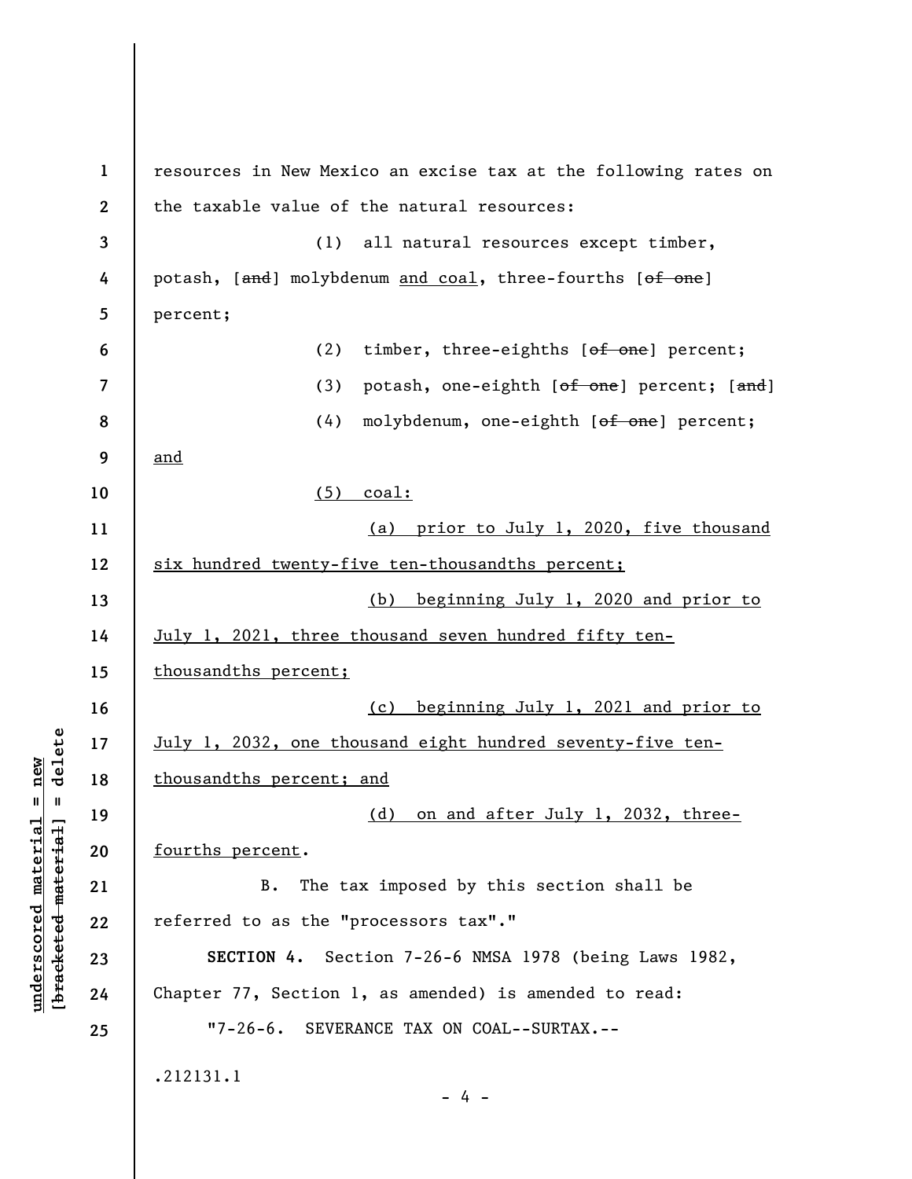resources in New Mexico an excise tax at the following rates on the taxable value of the natural resources:

(1) all natural resources except timber, potash, [~~and~~] molybdenum <u>and coal</u>, three-fourths [~~of one~~] percent;

(2) timber, three-eighths [~~of one~~] percent;

(3) potash, one-eighth [~~of one~~] percent; [~~and~~]

(4) molybdenum, one-eighth [~~of one~~] percent; <u>and</u>

<u>(5) coal:</u>

<u>(a) prior to July 1, 2020, five thousand six hundred twenty-five ten-thousandths percent;</u>

<u>(b) beginning July 1, 2020 and prior to July 1, 2021, three thousand seven hundred fifty ten-thousandths percent;</u>

<u>(c) beginning July 1, 2021 and prior to July 1, 2032, one thousand eight hundred seventy-five ten-thousandths percent; and</u>

<u>(d) on and after July 1, 2032, three-fourths percent</u>.

B. The tax imposed by this section shall be referred to as the "processors tax"."

**SECTION 4.** Section 7-26-6 NMSA 1978 (being Laws 1982, Chapter 77, Section 1, as amended) is amended to read:

"7-26-6. SEVERANCE TAX ON COAL--SURTAX.--

.212131.1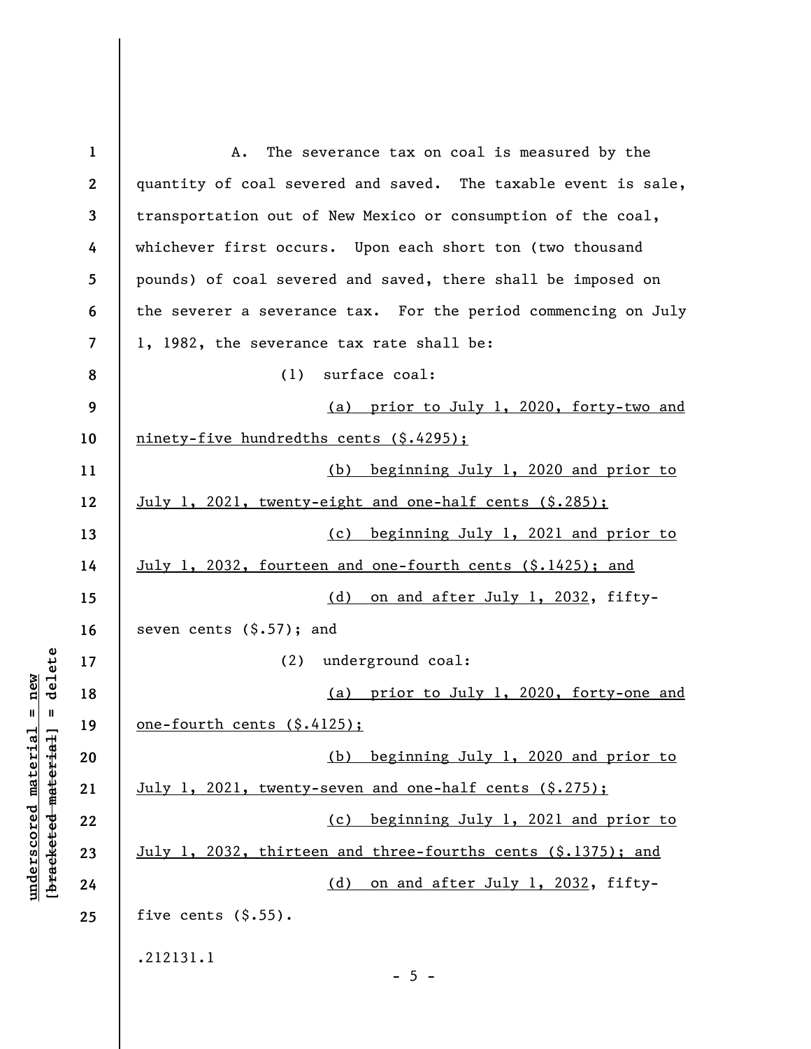A. The severance tax on coal is measured by the quantity of coal severed and saved. The taxable event is sale, transportation out of New Mexico or consumption of the coal, whichever first occurs. Upon each short ton (two thousand pounds) of coal severed and saved, there shall be imposed on the severer a severance tax. For the period commencing on July 1, 1982, the severance tax rate shall be:

(1) surface coal:

<u>(a) prior to July 1, 2020, forty-two and ninety-five hundredths cents ($.4295);</u>

<u>(b) beginning July 1, 2020 and prior to July 1, 2021, twenty-eight and one-half cents ($.285);</u>

<u>(c) beginning July 1, 2021 and prior to July 1, 2032, fourteen and one-fourth cents ($.1425); and</u>

<u>(d) on and after July 1, 2032</u>, fifty-seven cents ($.57); and

(2) underground coal:

<u>(a) prior to July 1, 2020, forty-one and one-fourth cents ($.4125);</u>

<u>(b) beginning July 1, 2020 and prior to July 1, 2021, twenty-seven and one-half cents ($.275);</u>

<u>(c) beginning July 1, 2021 and prior to July 1, 2032, thirteen and three-fourths cents ($.1375); and</u>

<u>(d) on and after July 1, 2032</u>, fifty-five cents ($.55).

.212131.1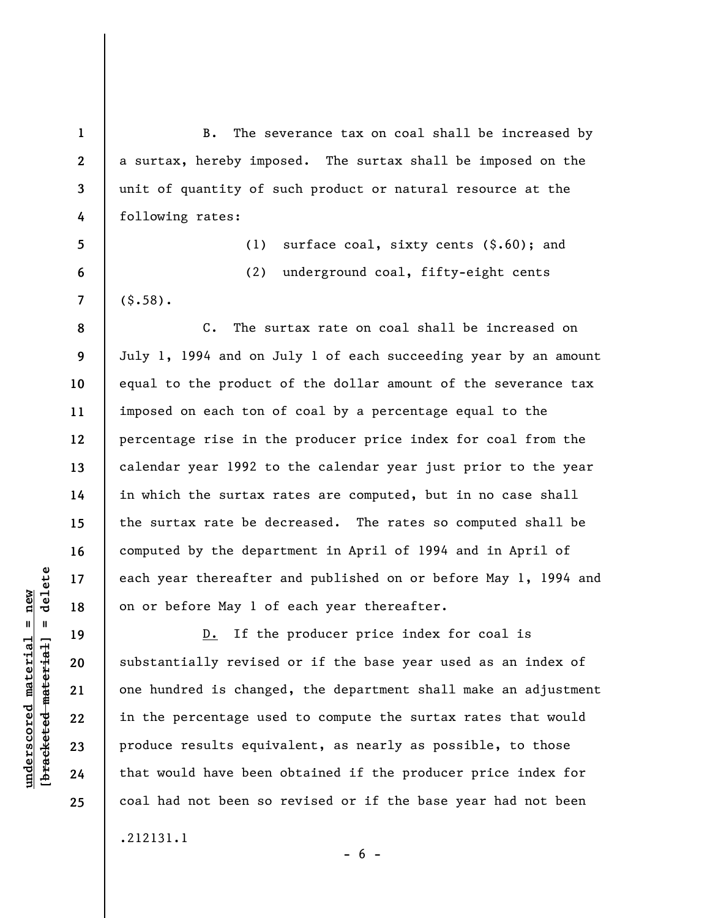B. The severance tax on coal shall be increased by a surtax, hereby imposed. The surtax shall be imposed on the unit of quantity of such product or natural resource at the following rates:

(1) surface coal, sixty cents ($.60); and

(2) underground coal, fifty-eight cents ($.58).

C. The surtax rate on coal shall be increased on July 1, 1994 and on July 1 of each succeeding year by an amount equal to the product of the dollar amount of the severance tax imposed on each ton of coal by a percentage equal to the percentage rise in the producer price index for coal from the calendar year 1992 to the calendar year just prior to the year in which the surtax rates are computed, but in no case shall the surtax rate be decreased. The rates so computed shall be computed by the department in April of 1994 and in April of each year thereafter and published on or before May 1, 1994 and on or before May 1 of each year thereafter.

D. If the producer price index for coal is substantially revised or if the base year used as an index of one hundred is changed, the department shall make an adjustment in the percentage used to compute the surtax rates that would produce results equivalent, as nearly as possible, to those that would have been obtained if the producer price index for coal had not been so revised or if the base year had not been

.212131.1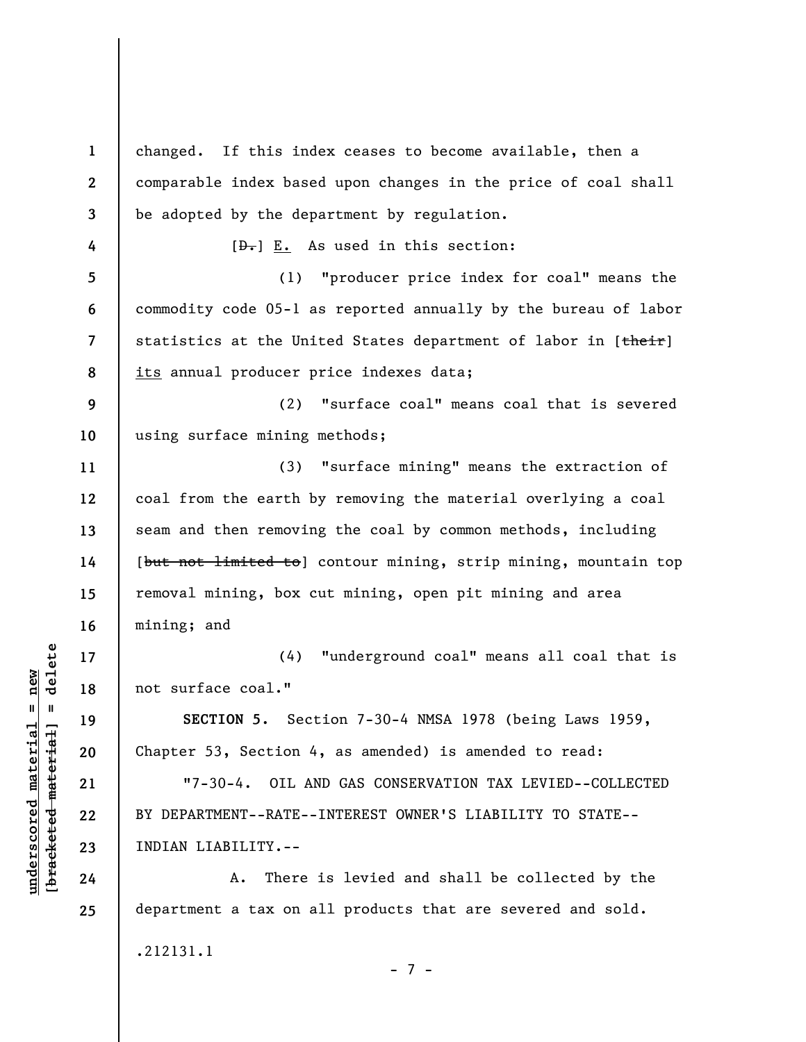changed. If this index ceases to become available, then a comparable index based upon changes in the price of coal shall be adopted by the department by regulation.

[~~D.~~] <u>E.</u> As used in this section:

(1) "producer price index for coal" means the commodity code 05-1 as reported annually by the bureau of labor statistics at the United States department of labor in [~~their~~] <u>its</u> annual producer price indexes data;

(2) "surface coal" means coal that is severed using surface mining methods;

(3) "surface mining" means the extraction of coal from the earth by removing the material overlying a coal seam and then removing the coal by common methods, including [~~but not limited to~~] contour mining, strip mining, mountain top removal mining, box cut mining, open pit mining and area mining; and

(4) "underground coal" means all coal that is not surface coal."

**SECTION 5.** Section 7-30-4 NMSA 1978 (being Laws 1959, Chapter 53, Section 4, as amended) is amended to read:

"7-30-4. OIL AND GAS CONSERVATION TAX LEVIED--COLLECTED BY DEPARTMENT--RATE--INTEREST OWNER'S LIABILITY TO STATE--INDIAN LIABILITY.--

A. There is levied and shall be collected by the department a tax on all products that are severed and sold.

.212131.1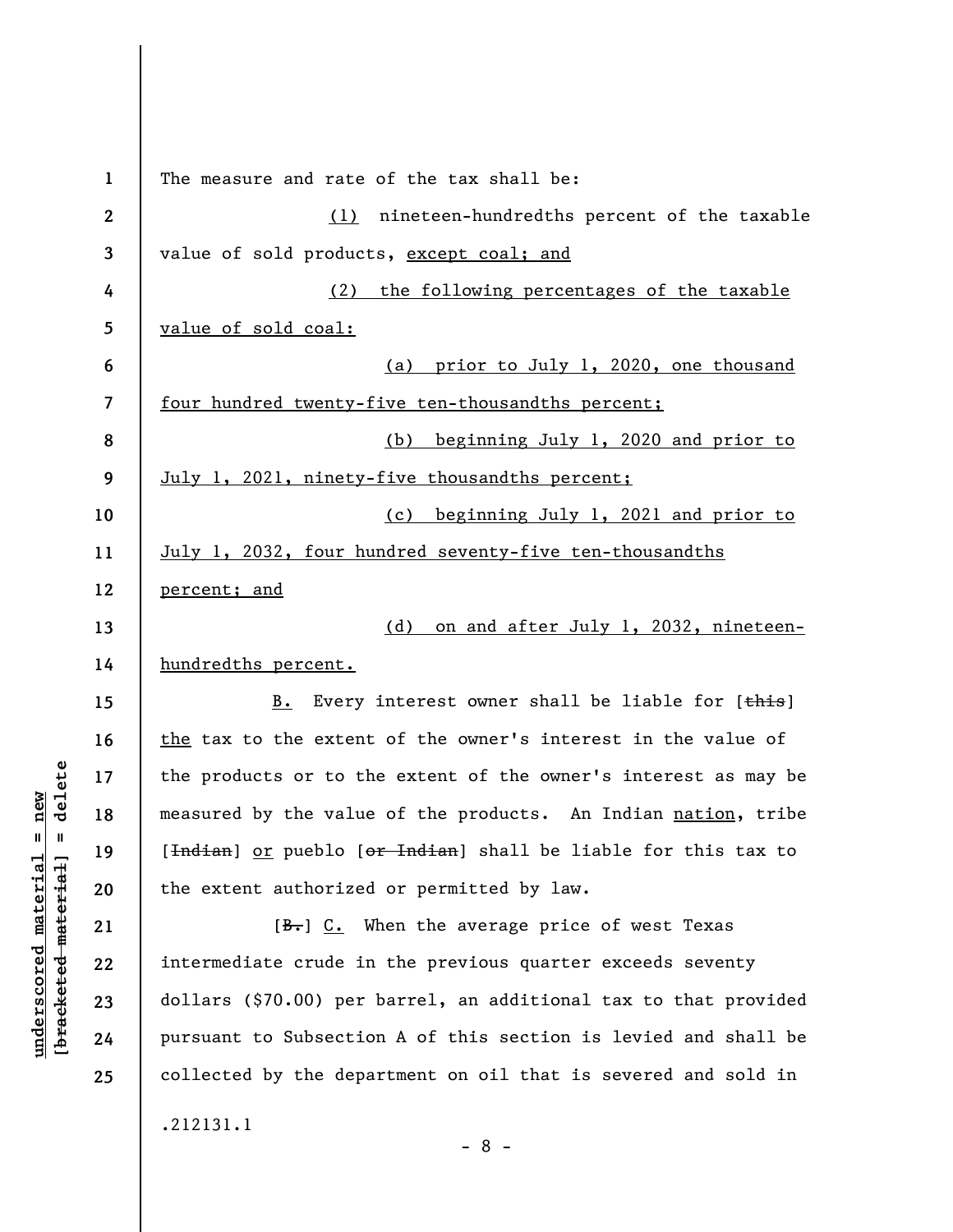The measure and rate of the tax shall be:

(1) nineteen-hundredths percent of the taxable value of sold products, except coal; and

(2) the following percentages of the taxable value of sold coal:

(a) prior to July 1, 2020, one thousand four hundred twenty-five ten-thousandths percent;

(b) beginning July 1, 2020 and prior to July 1, 2021, ninety-five thousandths percent;

(c) beginning July 1, 2021 and prior to July 1, 2032, four hundred seventy-five ten-thousandths percent; and

(d) on and after July 1, 2032, nineteen-hundredths percent.

B. Every interest owner shall be liable for [this] the tax to the extent of the owner's interest in the value of the products or to the extent of the owner's interest as may be measured by the value of the products. An Indian nation, tribe [Indian] or pueblo [or Indian] shall be liable for this tax to the extent authorized or permitted by law.

[B.] C. When the average price of west Texas intermediate crude in the previous quarter exceeds seventy dollars ($70.00) per barrel, an additional tax to that provided pursuant to Subsection A of this section is levied and shall be collected by the department on oil that is severed and sold in

.212131.1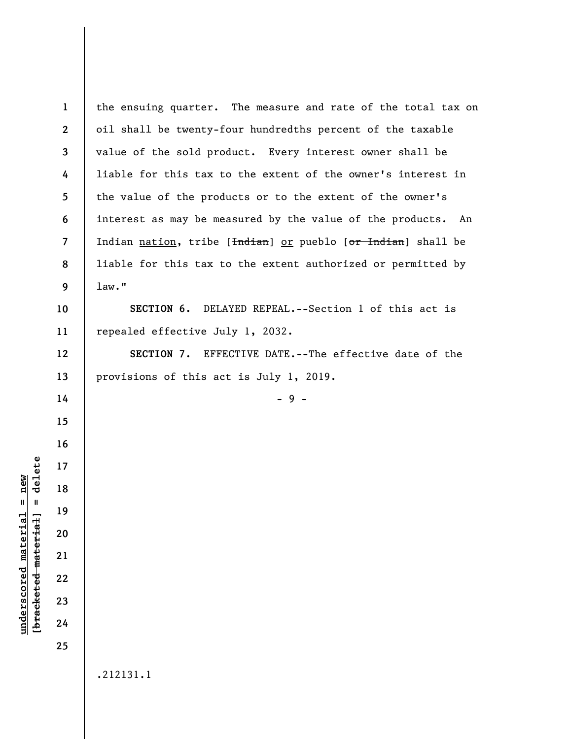the ensuing quarter. The measure and rate of the total tax on oil shall be twenty-four hundredths percent of the taxable value of the sold product. Every interest owner shall be liable for this tax to the extent of the owner's interest in the value of the products or to the extent of the owner's interest as may be measured by the value of the products. An Indian <u>nation</u>, tribe [~~Indian~~] <u>or</u> pueblo [~~or Indian~~] shall be liable for this tax to the extent authorized or permitted by law."

**SECTION 6.** DELAYED REPEAL.--Section 1 of this act is repealed effective July 1, 2032.

**SECTION 7.** EFFECTIVE DATE.--The effective date of the provisions of this act is July 1, 2019.

.212131.1